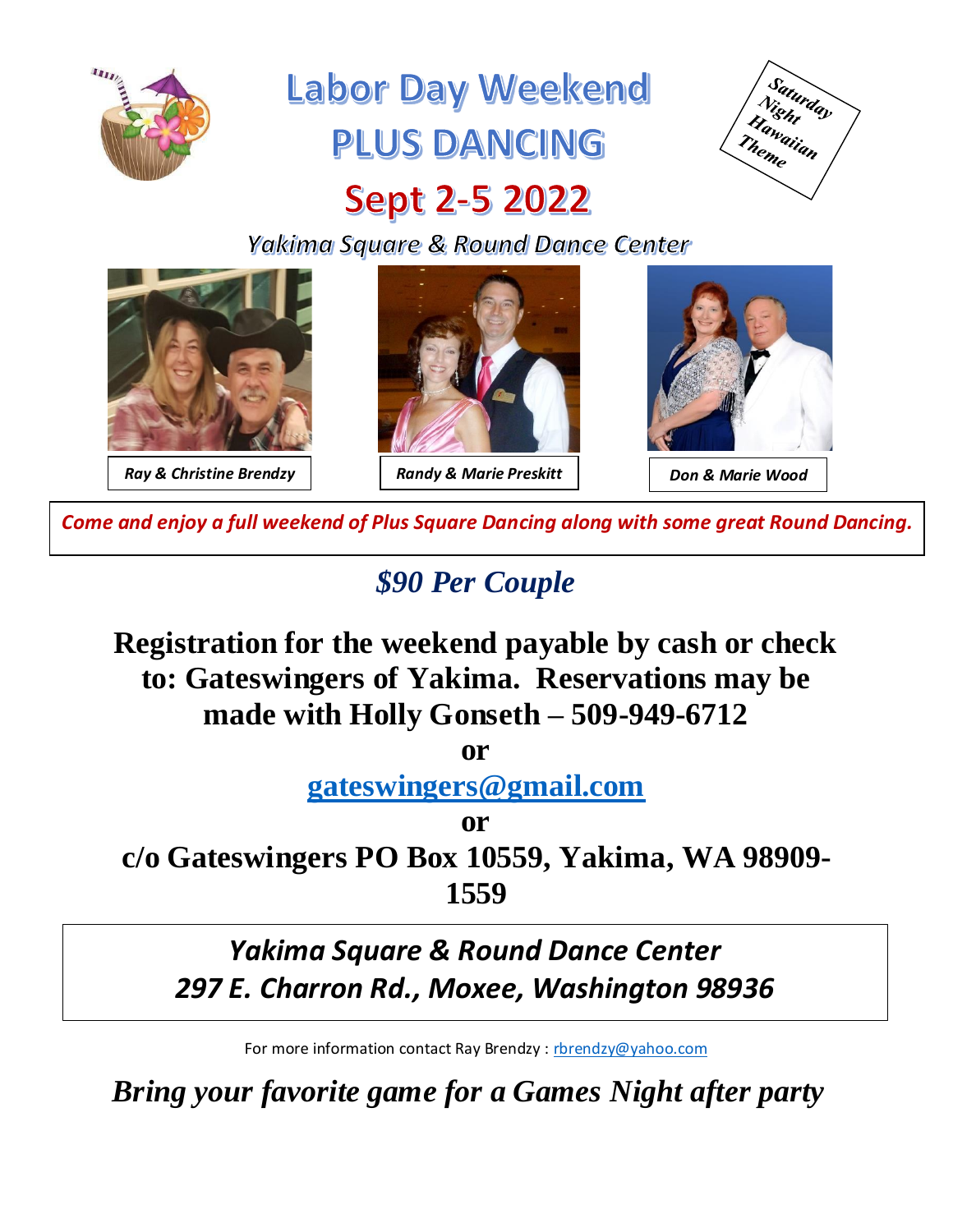# Labor Day Weekend
# PLUS DANCING

*Saturday Night Hawaiian Theme*

## Sept 2-5 2022

*Yakima Square & Round Dance Center*

***Ray & Christine Brendzy*** | ***Randy & Marie Preskitt*** | ***Don & Marie Wood***

***Come and enjoy a full weekend of Plus Square Dancing along with some great Round Dancing.***

## *$90 Per Couple*

**Registration for the weekend payable by cash or check to: Gateswingers of Yakima. Reservations may be made with Holly Gonseth – 509-949-6712**

**or**

**gateswingers@gmail.com**

**or**

**c/o Gateswingers PO Box 10559, Yakima, WA 98909-1559**

***Yakima Square & Round Dance Center***
***297 E. Charron Rd., Moxee, Washington 98936***

For more information contact Ray Brendzy : rbrendzy@yahoo.com

***Bring your favorite game for a Games Night after party***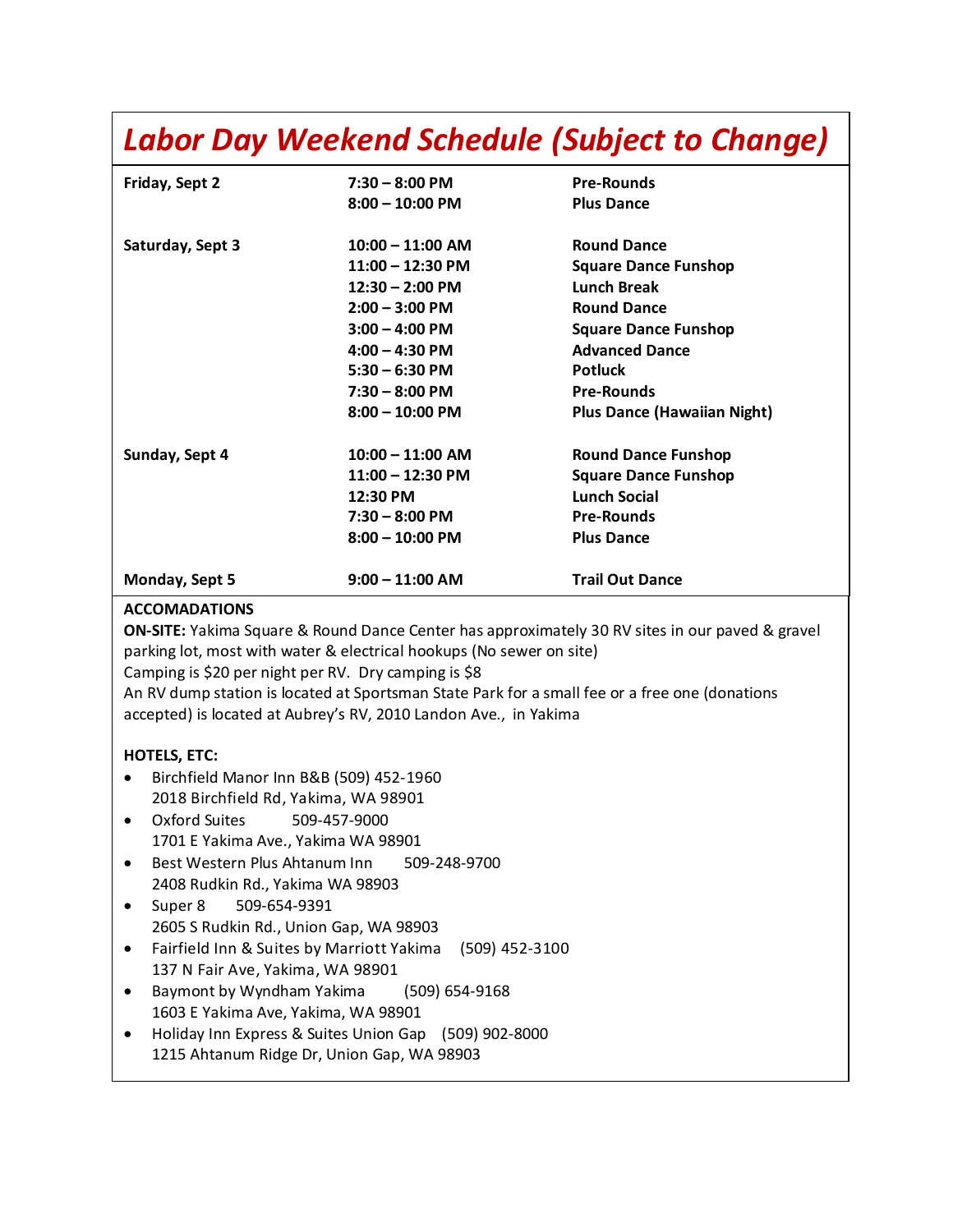# *Labor Day Weekend Schedule (Subject to Change)*

| | | |
|---|---|---|
| **Friday, Sept 2** | **7:30 – 8:00 PM** | **Pre-Rounds** |
| | **8:00 – 10:00 PM** | **Plus Dance** |
| **Saturday, Sept 3** | **10:00 – 11:00 AM** | **Round Dance** |
| | **11:00 – 12:30 PM** | **Square Dance Funshop** |
| | **12:30 – 2:00 PM** | **Lunch Break** |
| | **2:00 – 3:00 PM** | **Round Dance** |
| | **3:00 – 4:00 PM** | **Square Dance Funshop** |
| | **4:00 – 4:30 PM** | **Advanced Dance** |
| | **5:30 – 6:30 PM** | **Potluck** |
| | **7:30 – 8:00 PM** | **Pre-Rounds** |
| | **8:00 – 10:00 PM** | **Plus Dance (Hawaiian Night)** |
| **Sunday, Sept 4** | **10:00 – 11:00 AM** | **Round Dance Funshop** |
| | **11:00 – 12:30 PM** | **Square Dance Funshop** |
| | **12:30 PM** | **Lunch Social** |
| | **7:30 – 8:00 PM** | **Pre-Rounds** |
| | **8:00 – 10:00 PM** | **Plus Dance** |
| **Monday, Sept 5** | **9:00 – 11:00 AM** | **Trail Out Dance** |

**ACCOMADATIONS**

**ON-SITE:** Yakima Square & Round Dance Center has approximately 30 RV sites in our paved & gravel parking lot, most with water & electrical hookups (No sewer on site)
Camping is $20 per night per RV. Dry camping is $8
An RV dump station is located at Sportsman State Park for a small fee or a free one (donations accepted) is located at Aubrey's RV, 2010 Landon Ave., in Yakima

**HOTELS, ETC:**

- Birchfield Manor Inn B&B (509) 452-1960
  2018 Birchfield Rd, Yakima, WA 98901
- Oxford Suites 509-457-9000
  1701 E Yakima Ave., Yakima WA 98901
- Best Western Plus Ahtanum Inn 509-248-9700
  2408 Rudkin Rd., Yakima WA 98903
- Super 8 509-654-9391
  2605 S Rudkin Rd., Union Gap, WA 98903
- Fairfield Inn & Suites by Marriott Yakima (509) 452-3100
  137 N Fair Ave, Yakima, WA 98901
- Baymont by Wyndham Yakima (509) 654-9168
  1603 E Yakima Ave, Yakima, WA 98901
- Holiday Inn Express & Suites Union Gap (509) 902-8000
  1215 Ahtanum Ridge Dr, Union Gap, WA 98903